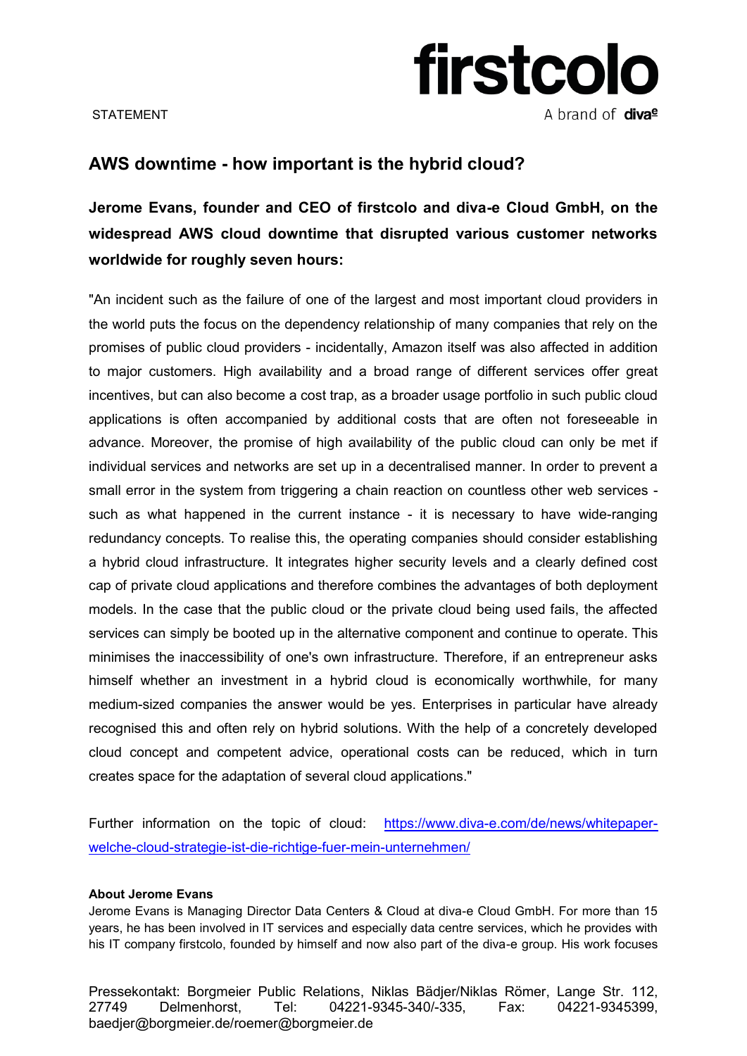STATEMENT

firstcolo

A brand of diva-e

## AWS downtime - how important is the hybrid cloud?

**Jerome Evans, founder and CEO of firstcolo and diva-e Cloud GmbH, on the widespread AWS cloud downtime that disrupted various customer networks worldwide for roughly seven hours:**

"An incident such as the failure of one of the largest and most important cloud providers in the world puts the focus on the dependency relationship of many companies that rely on the promises of public cloud providers - incidentally, Amazon itself was also affected in addition to major customers. High availability and a broad range of different services offer great incentives, but can also become a cost trap, as a broader usage portfolio in such public cloud applications is often accompanied by additional costs that are often not foreseeable in advance. Moreover, the promise of high availability of the public cloud can only be met if individual services and networks are set up in a decentralised manner. In order to prevent a small error in the system from triggering a chain reaction on countless other web services - such as what happened in the current instance - it is necessary to have wide-ranging redundancy concepts. To realise this, the operating companies should consider establishing a hybrid cloud infrastructure. It integrates higher security levels and a clearly defined cost cap of private cloud applications and therefore combines the advantages of both deployment models. In the case that the public cloud or the private cloud being used fails, the affected services can simply be booted up in the alternative component and continue to operate. This minimises the inaccessibility of one's own infrastructure. Therefore, if an entrepreneur asks himself whether an investment in a hybrid cloud is economically worthwhile, for many medium-sized companies the answer would be yes. Enterprises in particular have already recognised this and often rely on hybrid solutions. With the help of a concretely developed cloud concept and competent advice, operational costs can be reduced, which in turn creates space for the adaptation of several cloud applications."

Further information on the topic of cloud: [https://www.diva-e.com/de/news/whitepaper-welche-cloud-strategie-ist-die-richtige-fuer-mein-unternehmen/](https://www.diva-e.com/de/news/whitepaper-welche-cloud-strategie-ist-die-richtige-fuer-mein-unternehmen/)

**About Jerome Evans**

Jerome Evans is Managing Director Data Centers & Cloud at diva-e Cloud GmbH. For more than 15 years, he has been involved in IT services and especially data centre services, which he provides with his IT company firstcolo, founded by himself and now also part of the diva-e group. His work focuses

Pressekontakt: Borgmeier Public Relations, Niklas Bädjer/Niklas Römer, Lange Str. 112, 27749 Delmenhorst, Tel: 04221-9345-340/-335, Fax: 04221-9345399, baedjer@borgmeier.de/roemer@borgmeier.de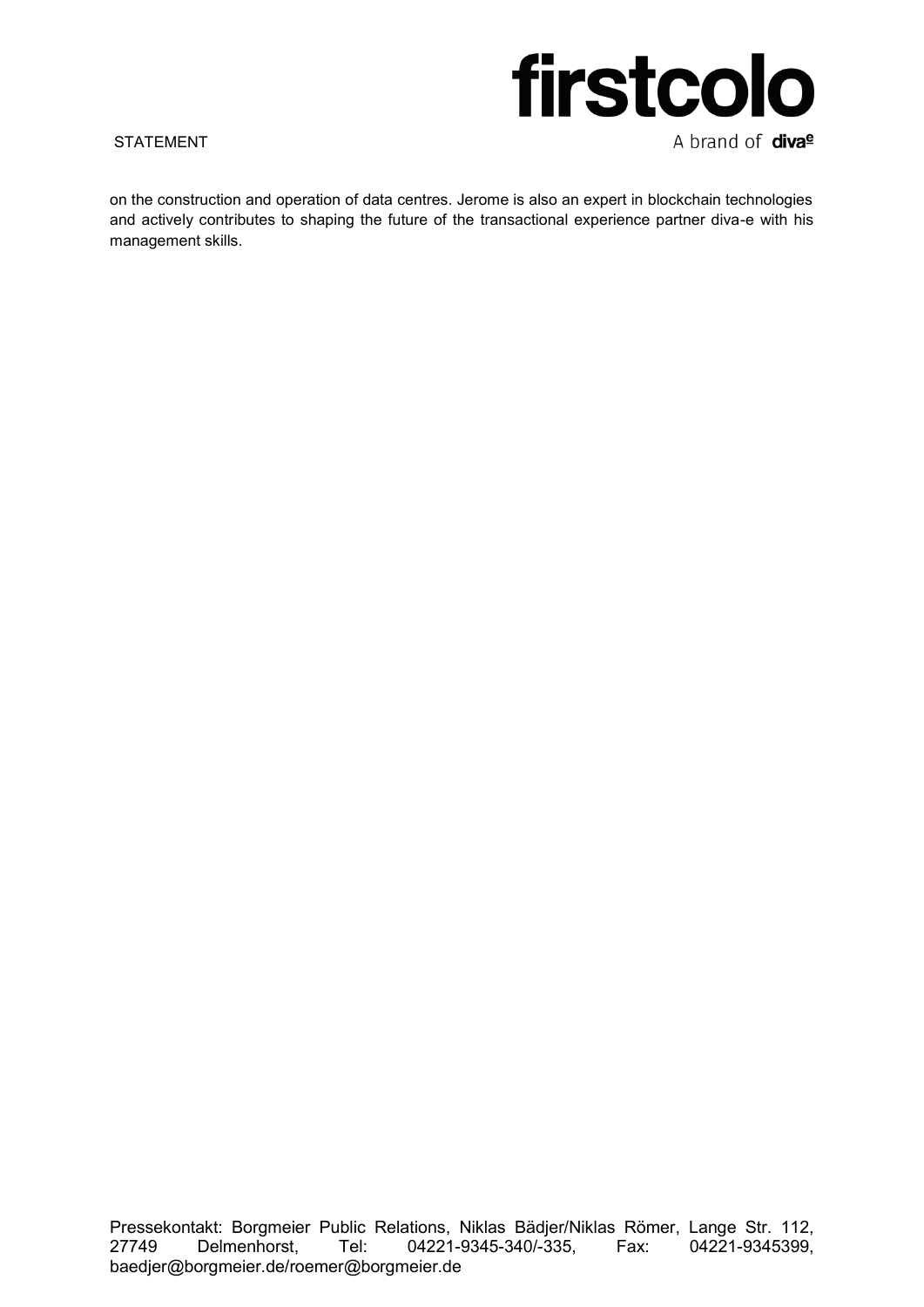on the construction and operation of data centres. Jerome is also an expert in blockchain technologies and actively contributes to shaping the future of the transactional experience partner diva-e with his management skills.